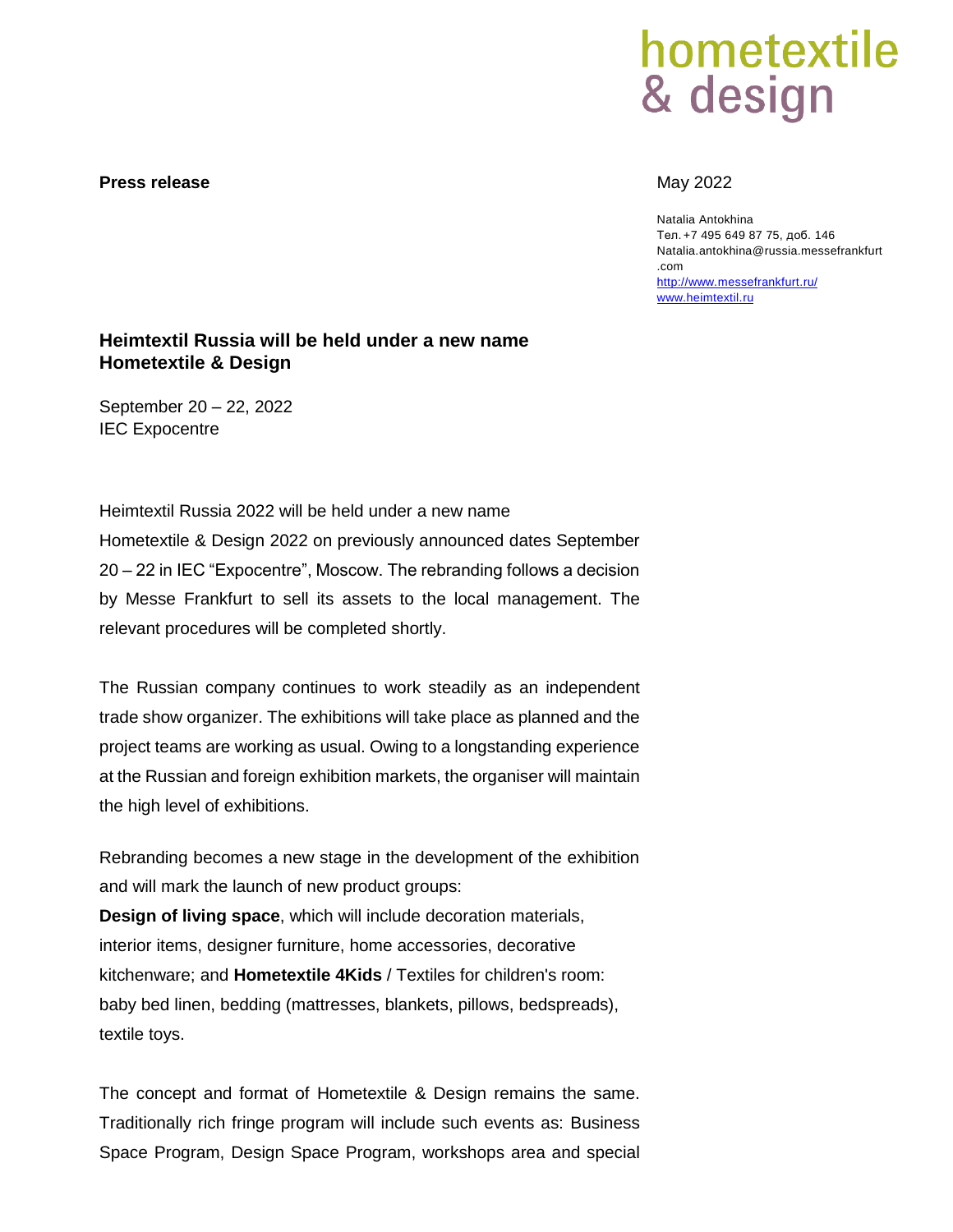hometextile
& design

**Press release**

May 2022

Natalia Antokhina
Тел. +7 495 649 87 75, доб. 146
Natalia.antokhina@russia.messefrankfurt.com
http://www.messefrankfurt.ru/
www.heimtextil.ru

## Heimtextil Russia will be held under a new name Hometextile & Design

September 20 – 22, 2022
IEC Expocentre

Heimtextil Russia 2022 will be held under a new name Hometextile & Design 2022 on previously announced dates September 20 – 22 in IEC “Expocentre”, Moscow. The rebranding follows a decision by Messe Frankfurt to sell its assets to the local management. The relevant procedures will be completed shortly.

The Russian company continues to work steadily as an independent trade show organizer. The exhibitions will take place as planned and the project teams are working as usual. Owing to a longstanding experience at the Russian and foreign exhibition markets, the organiser will maintain the high level of exhibitions.

Rebranding becomes a new stage in the development of the exhibition and will mark the launch of new product groups:
**Design of living space**, which will include decoration materials, interior items, designer furniture, home accessories, decorative kitchenware; and **Hometextile 4Kids** / Textiles for children's room: baby bed linen, bedding (mattresses, blankets, pillows, bedspreads), textile toys.

The concept and format of Hometextile & Design remains the same. Traditionally rich fringe program will include such events as: Business Space Program, Design Space Program, workshops area and special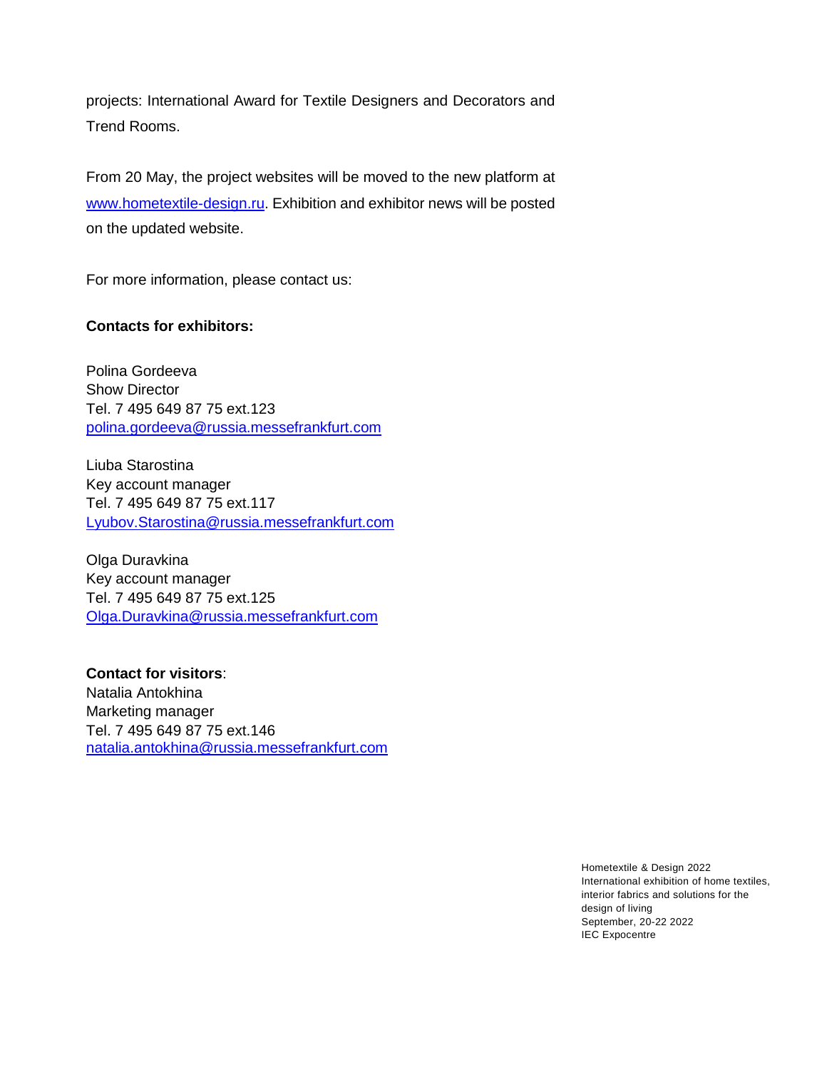projects: International Award for Textile Designers and Decorators and Trend Rooms.

From 20 May, the project websites will be moved to the new platform at www.hometextile-design.ru. Exhibition and exhibitor news will be posted on the updated website.

For more information, please contact us:

**Contacts for exhibitors:**

Polina Gordeeva
Show Director
Tel. 7 495 649 87 75 ext.123
polina.gordeeva@russia.messefrankfurt.com

Liuba Starostina
Key account manager
Tel. 7 495 649 87 75 ext.117
Lyubov.Starostina@russia.messefrankfurt.com

Olga Duravkina
Key account manager
Tel. 7 495 649 87 75 ext.125
Olga.Duravkina@russia.messefrankfurt.com

**Contact for visitors**:
Natalia Antokhina
Marketing manager
Tel. 7 495 649 87 75 ext.146
natalia.antokhina@russia.messefrankfurt.com

Hometextile & Design 2022
International exhibition of home textiles, interior fabrics and solutions for the design of living
September, 20-22 2022
IEC Expocentre